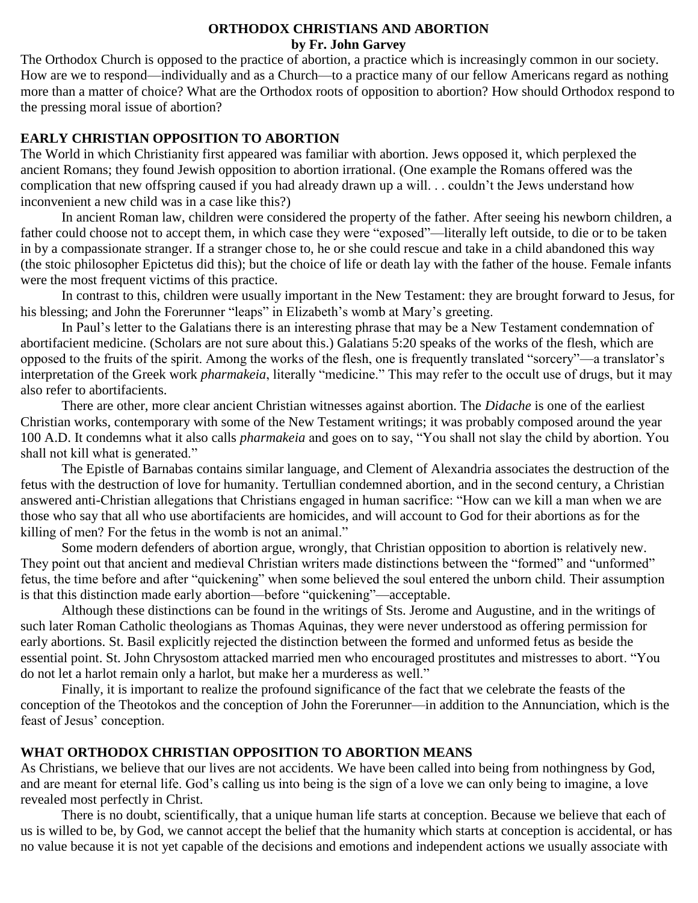# ORTHODOX CHRISTIANS AND ABORTION

**by Fr. John Garvey**

The Orthodox Church is opposed to the practice of abortion, a practice which is increasingly common in our society. How are we to respond—individually and as a Church—to a practice many of our fellow Americans regard as nothing more than a matter of choice? What are the Orthodox roots of opposition to abortion? How should Orthodox respond to the pressing moral issue of abortion?

## EARLY CHRISTIAN OPPOSITION TO ABORTION

The World in which Christianity first appeared was familiar with abortion. Jews opposed it, which perplexed the ancient Romans; they found Jewish opposition to abortion irrational. (One example the Romans offered was the complication that new offspring caused if you had already drawn up a will. . . couldn't the Jews understand how inconvenient a new child was in a case like this?)

In ancient Roman law, children were considered the property of the father. After seeing his newborn children, a father could choose not to accept them, in which case they were "exposed"—literally left outside, to die or to be taken in by a compassionate stranger. If a stranger chose to, he or she could rescue and take in a child abandoned this way (the stoic philosopher Epictetus did this); but the choice of life or death lay with the father of the house. Female infants were the most frequent victims of this practice.

In contrast to this, children were usually important in the New Testament: they are brought forward to Jesus, for his blessing; and John the Forerunner "leaps" in Elizabeth's womb at Mary's greeting.

In Paul's letter to the Galatians there is an interesting phrase that may be a New Testament condemnation of abortifacient medicine. (Scholars are not sure about this.) Galatians 5:20 speaks of the works of the flesh, which are opposed to the fruits of the spirit. Among the works of the flesh, one is frequently translated "sorcery"—a translator's interpretation of the Greek work *pharmakeia*, literally "medicine." This may refer to the occult use of drugs, but it may also refer to abortifacients.

There are other, more clear ancient Christian witnesses against abortion. The *Didache* is one of the earliest Christian works, contemporary with some of the New Testament writings; it was probably composed around the year 100 A.D. It condemns what it also calls *pharmakeia* and goes on to say, "You shall not slay the child by abortion. You shall not kill what is generated."

The Epistle of Barnabas contains similar language, and Clement of Alexandria associates the destruction of the fetus with the destruction of love for humanity. Tertullian condemned abortion, and in the second century, a Christian answered anti-Christian allegations that Christians engaged in human sacrifice: "How can we kill a man when we are those who say that all who use abortifacients are homicides, and will account to God for their abortions as for the killing of men? For the fetus in the womb is not an animal."

Some modern defenders of abortion argue, wrongly, that Christian opposition to abortion is relatively new. They point out that ancient and medieval Christian writers made distinctions between the "formed" and "unformed" fetus, the time before and after "quickening" when some believed the soul entered the unborn child. Their assumption is that this distinction made early abortion—before "quickening"—acceptable.

Although these distinctions can be found in the writings of Sts. Jerome and Augustine, and in the writings of such later Roman Catholic theologians as Thomas Aquinas, they were never understood as offering permission for early abortions. St. Basil explicitly rejected the distinction between the formed and unformed fetus as beside the essential point. St. John Chrysostom attacked married men who encouraged prostitutes and mistresses to abort. "You do not let a harlot remain only a harlot, but make her a murderess as well."

Finally, it is important to realize the profound significance of the fact that we celebrate the feasts of the conception of the Theotokos and the conception of John the Forerunner—in addition to the Annunciation, which is the feast of Jesus' conception.

## WHAT ORTHODOX CHRISTIAN OPPOSITION TO ABORTION MEANS

As Christians, we believe that our lives are not accidents. We have been called into being from nothingness by God, and are meant for eternal life. God's calling us into being is the sign of a love we can only being to imagine, a love revealed most perfectly in Christ.

There is no doubt, scientifically, that a unique human life starts at conception. Because we believe that each of us is willed to be, by God, we cannot accept the belief that the humanity which starts at conception is accidental, or has no value because it is not yet capable of the decisions and emotions and independent actions we usually associate with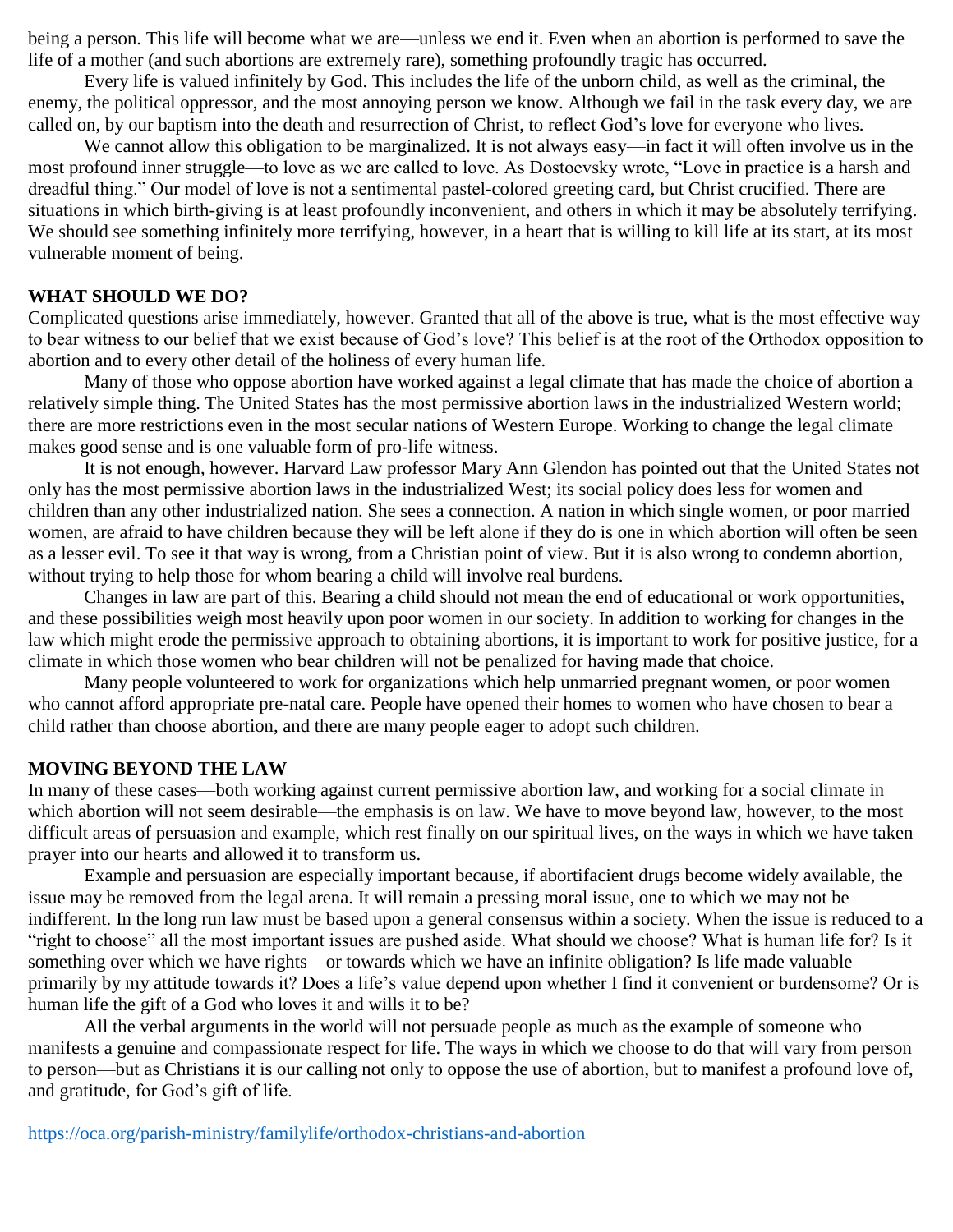being a person. This life will become what we are—unless we end it. Even when an abortion is performed to save the life of a mother (and such abortions are extremely rare), something profoundly tragic has occurred.

Every life is valued infinitely by God. This includes the life of the unborn child, as well as the criminal, the enemy, the political oppressor, and the most annoying person we know. Although we fail in the task every day, we are called on, by our baptism into the death and resurrection of Christ, to reflect God's love for everyone who lives.

We cannot allow this obligation to be marginalized. It is not always easy—in fact it will often involve us in the most profound inner struggle—to love as we are called to love. As Dostoevsky wrote, "Love in practice is a harsh and dreadful thing." Our model of love is not a sentimental pastel-colored greeting card, but Christ crucified. There are situations in which birth-giving is at least profoundly inconvenient, and others in which it may be absolutely terrifying. We should see something infinitely more terrifying, however, in a heart that is willing to kill life at its start, at its most vulnerable moment of being.

## WHAT SHOULD WE DO?

Complicated questions arise immediately, however. Granted that all of the above is true, what is the most effective way to bear witness to our belief that we exist because of God's love? This belief is at the root of the Orthodox opposition to abortion and to every other detail of the holiness of every human life.

Many of those who oppose abortion have worked against a legal climate that has made the choice of abortion a relatively simple thing. The United States has the most permissive abortion laws in the industrialized Western world; there are more restrictions even in the most secular nations of Western Europe. Working to change the legal climate makes good sense and is one valuable form of pro-life witness.

It is not enough, however. Harvard Law professor Mary Ann Glendon has pointed out that the United States not only has the most permissive abortion laws in the industrialized West; its social policy does less for women and children than any other industrialized nation. She sees a connection. A nation in which single women, or poor married women, are afraid to have children because they will be left alone if they do is one in which abortion will often be seen as a lesser evil. To see it that way is wrong, from a Christian point of view. But it is also wrong to condemn abortion, without trying to help those for whom bearing a child will involve real burdens.

Changes in law are part of this. Bearing a child should not mean the end of educational or work opportunities, and these possibilities weigh most heavily upon poor women in our society. In addition to working for changes in the law which might erode the permissive approach to obtaining abortions, it is important to work for positive justice, for a climate in which those women who bear children will not be penalized for having made that choice.

Many people volunteered to work for organizations which help unmarried pregnant women, or poor women who cannot afford appropriate pre-natal care. People have opened their homes to women who have chosen to bear a child rather than choose abortion, and there are many people eager to adopt such children.

## MOVING BEYOND THE LAW

In many of these cases—both working against current permissive abortion law, and working for a social climate in which abortion will not seem desirable—the emphasis is on law. We have to move beyond law, however, to the most difficult areas of persuasion and example, which rest finally on our spiritual lives, on the ways in which we have taken prayer into our hearts and allowed it to transform us.

Example and persuasion are especially important because, if abortifacient drugs become widely available, the issue may be removed from the legal arena. It will remain a pressing moral issue, one to which we may not be indifferent. In the long run law must be based upon a general consensus within a society. When the issue is reduced to a "right to choose" all the most important issues are pushed aside. What should we choose? What is human life for? Is it something over which we have rights—or towards which we have an infinite obligation? Is life made valuable primarily by my attitude towards it? Does a life's value depend upon whether I find it convenient or burdensome? Or is human life the gift of a God who loves it and wills it to be?

All the verbal arguments in the world will not persuade people as much as the example of someone who manifests a genuine and compassionate respect for life. The ways in which we choose to do that will vary from person to person—but as Christians it is our calling not only to oppose the use of abortion, but to manifest a profound love of, and gratitude, for God's gift of life.

https://oca.org/parish-ministry/familylife/orthodox-christians-and-abortion